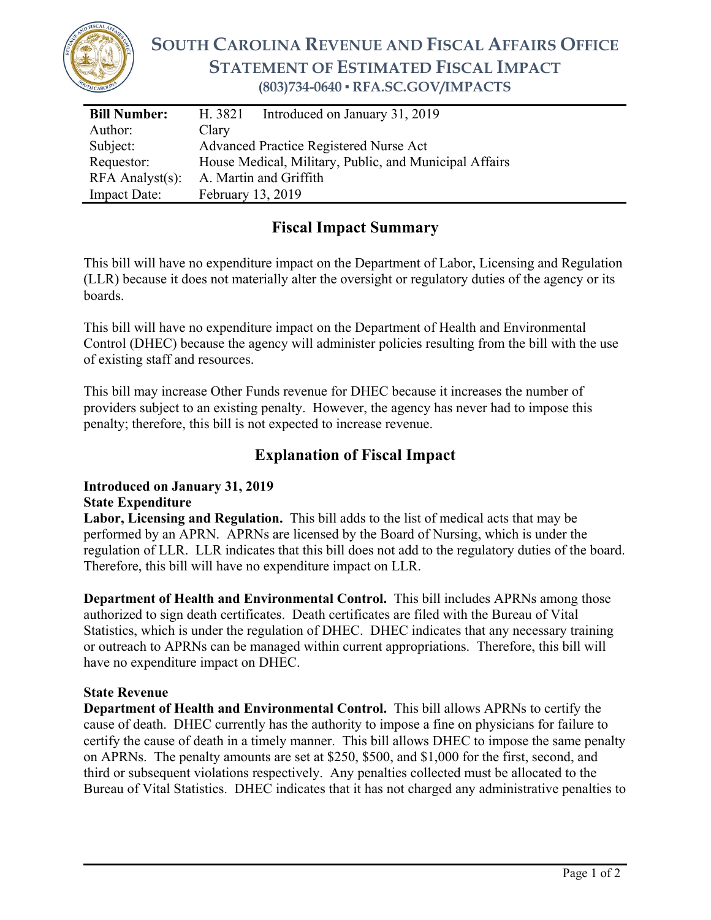# SOUTH CAROLINA REVENUE AND FISCAL AFFAIRS OFFICE
## STATEMENT OF ESTIMATED FISCAL IMPACT
**(803)734-0640 ▪ RFA.SC.GOV/IMPACTS**

| **Bill Number:** | H. 3821 Introduced on January 31, 2019 |
|---|---|
| Author: | Clary |
| Subject: | Advanced Practice Registered Nurse Act |
| Requestor: | House Medical, Military, Public, and Municipal Affairs |
| RFA Analyst(s): | A. Martin and Griffith |
| Impact Date: | February 13, 2019 |

## Fiscal Impact Summary

This bill will have no expenditure impact on the Department of Labor, Licensing and Regulation (LLR) because it does not materially alter the oversight or regulatory duties of the agency or its boards.

This bill will have no expenditure impact on the Department of Health and Environmental Control (DHEC) because the agency will administer policies resulting from the bill with the use of existing staff and resources.

This bill may increase Other Funds revenue for DHEC because it increases the number of providers subject to an existing penalty. However, the agency has never had to impose this penalty; therefore, this bill is not expected to increase revenue.

## Explanation of Fiscal Impact

**Introduced on January 31, 2019**
**State Expenditure**
**Labor, Licensing and Regulation.** This bill adds to the list of medical acts that may be performed by an APRN. APRNs are licensed by the Board of Nursing, which is under the regulation of LLR. LLR indicates that this bill does not add to the regulatory duties of the board. Therefore, this bill will have no expenditure impact on LLR.

**Department of Health and Environmental Control.** This bill includes APRNs among those authorized to sign death certificates. Death certificates are filed with the Bureau of Vital Statistics, which is under the regulation of DHEC. DHEC indicates that any necessary training or outreach to APRNs can be managed within current appropriations. Therefore, this bill will have no expenditure impact on DHEC.

**State Revenue**
**Department of Health and Environmental Control.** This bill allows APRNs to certify the cause of death. DHEC currently has the authority to impose a fine on physicians for failure to certify the cause of death in a timely manner. This bill allows DHEC to impose the same penalty on APRNs. The penalty amounts are set at $250, $500, and $1,000 for the first, second, and third or subsequent violations respectively. Any penalties collected must be allocated to the Bureau of Vital Statistics. DHEC indicates that it has not charged any administrative penalties to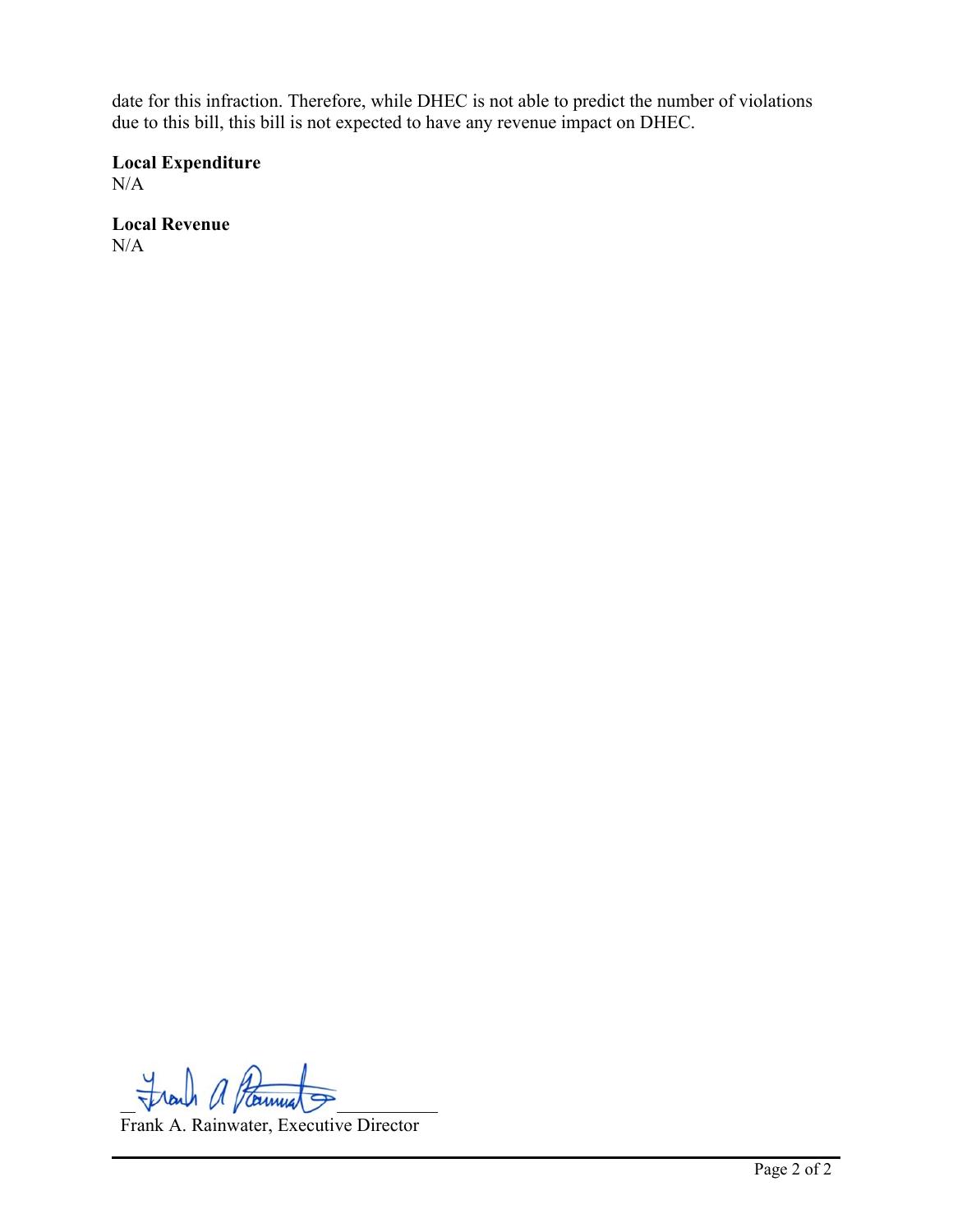date for this infraction. Therefore, while DHEC is not able to predict the number of violations due to this bill, this bill is not expected to have any revenue impact on DHEC.

**Local Expenditure**
N/A

**Local Revenue**
N/A

Frank A. Rainwater, Executive Director